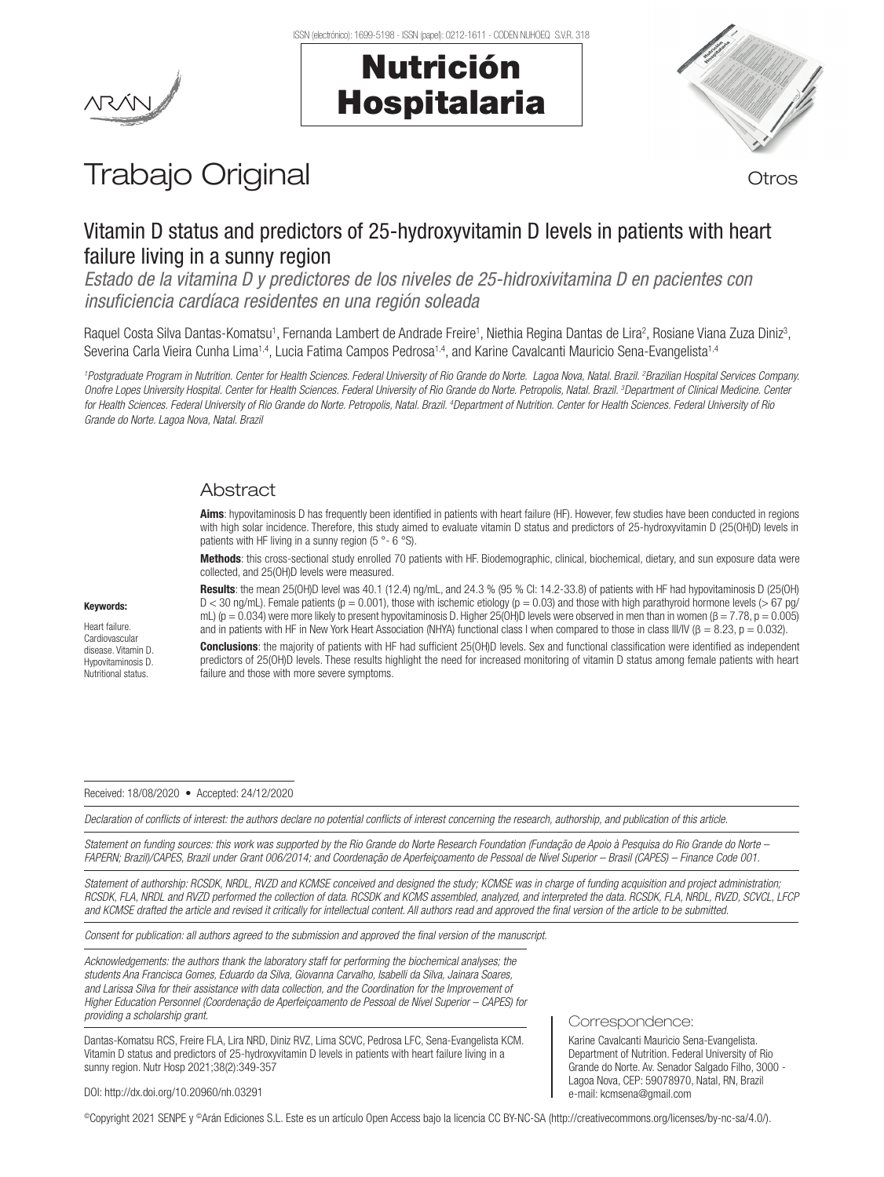# Trabajo Original

Otros

## Vitamin D status and predictors of 25-hydroxyvitamin D levels in patients with heart failure living in a sunny region

*Estado de la vitamina D y predictores de los niveles de 25-hidroxivitamina D en pacientes con insuficiencia cardíaca residentes en una región soleada*

Raquel Costa Silva Dantas-Komatsu[1], Fernanda Lambert de Andrade Freire[1], Niethia Regina Dantas de Lira[2], Rosiane Viana Zuza Diniz[3], Severina Carla Vieira Cunha Lima[1,4], Lucia Fatima Campos Pedrosa[1,4], and Karine Cavalcanti Mauricio Sena-Evangelista[1,4]

*[1]Postgraduate Program in Nutrition. Center for Health Sciences. Federal University of Rio Grande do Norte. Lagoa Nova, Natal. Brazil. [2]Brazilian Hospital Services Company. Onofre Lopes University Hospital. Center for Health Sciences. Federal University of Rio Grande do Norte. Petropolis, Natal. Brazil. [3]Department of Clinical Medicine. Center for Health Sciences. Federal University of Rio Grande do Norte. Petropolis, Natal. Brazil. [4]Department of Nutrition. Center for Health Sciences. Federal University of Rio Grande do Norte. Lagoa Nova, Natal. Brazil*

### Abstract

**Aims**: hypovitaminosis D has frequently been identified in patients with heart failure (HF). However, few studies have been conducted in regions with high solar incidence. Therefore, this study aimed to evaluate vitamin D status and predictors of 25-hydroxyvitamin D (25(OH)D) levels in patients with HF living in a sunny region (5 °- 6 °S).

**Methods**: this cross-sectional study enrolled 70 patients with HF. Biodemographic, clinical, biochemical, dietary, and sun exposure data were collected, and 25(OH)D levels were measured.

**Results**: the mean 25(OH)D level was 40.1 (12.4) ng/mL, and 24.3 % (95 % CI: 14.2-33.8) of patients with HF had hypovitaminosis D (25(OH) D < 30 ng/mL). Female patients (p = 0.001), those with ischemic etiology (p = 0.03) and those with high parathyroid hormone levels (> 67 pg/mL) (p = 0.034) were more likely to present hypovitaminosis D. Higher 25(OH)D levels were observed in men than in women (β = 7.78, p = 0.005) and in patients with HF in New York Heart Association (NHYA) functional class I when compared to those in class III/IV (β = 8.23, p = 0.032).

**Conclusions**: the majority of patients with HF had sufficient 25(OH)D levels. Sex and functional classification were identified as independent predictors of 25(OH)D levels. These results highlight the need for increased monitoring of vitamin D status among female patients with heart failure and those with more severe symptoms.

**Keywords:**

Heart failure. Cardiovascular disease. Vitamin D. Hypovitaminosis D. Nutritional status.

Received: 18/08/2020 • Accepted: 24/12/2020

*Declaration of conflicts of interest: the authors declare no potential conflicts of interest concerning the research, authorship, and publication of this article.*

*Statement on funding sources: this work was supported by the Rio Grande do Norte Research Foundation (Fundação de Apoio à Pesquisa do Rio Grande do Norte – FAPERN; Brazil)/CAPES, Brazil under Grant 006/2014; and Coordenação de Aperfeiçoamento de Pessoal de Nível Superior – Brasil (CAPES) – Finance Code 001.*

*Statement of authorship: RCSDK, NRDL, RVZD and KCMSE conceived and designed the study; KCMSE was in charge of funding acquisition and project administration; RCSDK, FLA, NRDL and RVZD performed the collection of data. RCSDK and KCMS assembled, analyzed, and interpreted the data. RCSDK, FLA, NRDL, RVZD, SCVCL, LFCP and KCMSE drafted the article and revised it critically for intellectual content. All authors read and approved the final version of the article to be submitted.*

*Consent for publication: all authors agreed to the submission and approved the final version of the manuscript.*

*Acknowledgements: the authors thank the laboratory staff for performing the biochemical analyses; the students Ana Francisca Gomes, Eduardo da Silva, Giovanna Carvalho, Isabelli da Silva, Jainara Soares, and Larissa Silva for their assistance with data collection, and the Coordination for the Improvement of Higher Education Personnel (Coordenação de Aperfeiçoamento de Pessoal de Nível Superior – CAPES) for providing a scholarship grant.*

Dantas-Komatsu RCS, Freire FLA, Lira NRD, Diniz RVZ, Lima SCVC, Pedrosa LFC, Sena-Evangelista KCM. Vitamin D status and predictors of 25-hydroxyvitamin D levels in patients with heart failure living in a sunny region. Nutr Hosp 2021;38(2):349-357

DOI: http://dx.doi.org/10.20960/nh.03291

**Correspondence:**

Karine Cavalcanti Mauricio Sena-Evangelista. Department of Nutrition. Federal University of Rio Grande do Norte. Av. Senador Salgado Filho, 3000 - Lagoa Nova, CEP: 59078970, Natal, RN, Brazil
e-mail: kcmsena@gmail.com

©Copyright 2021 SENPE y ©Arán Ediciones S.L. Este es un artículo Open Access bajo la licencia CC BY-NC-SA (http://creativecommons.org/licenses/by-nc-sa/4.0/).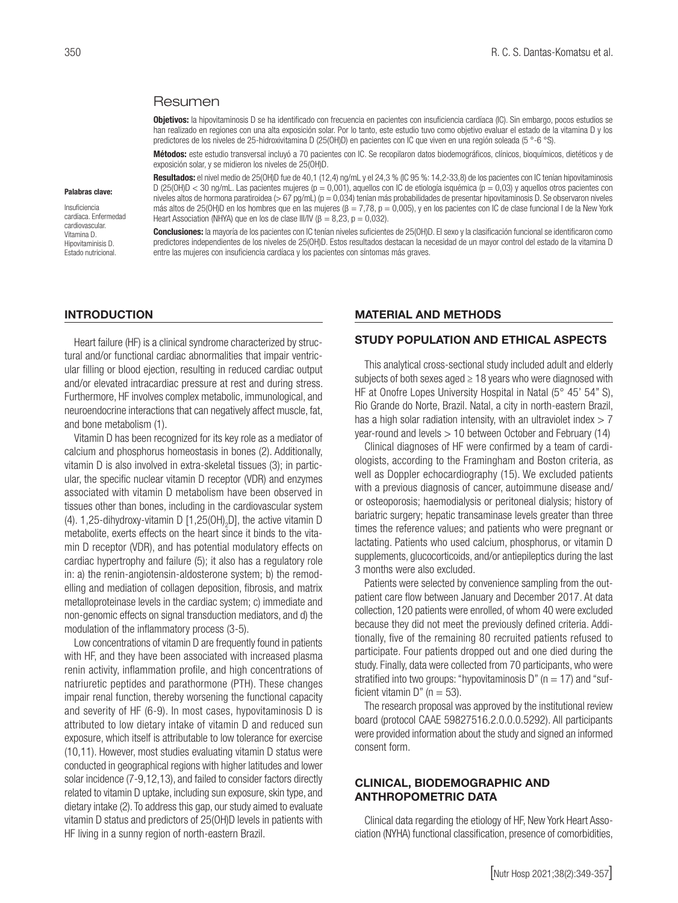## Resumen

**Objetivos:** la hipovitaminosis D se ha identificado con frecuencia en pacientes con insuficiencia cardíaca (IC). Sin embargo, pocos estudios se han realizado en regiones con una alta exposición solar. Por lo tanto, este estudio tuvo como objetivo evaluar el estado de la vitamina D y los predictores de los niveles de 25-hidroxivitamina D (25(OH)D) en pacientes con IC que viven en una región soleada (5 °-6 °S).

**Métodos:** este estudio transversal incluyó a 70 pacientes con IC. Se recopilaron datos biodemográficos, clínicos, bioquímicos, dietéticos y de exposición solar, y se midieron los niveles de 25(OH)D.

**Resultados:** el nivel medio de 25(OH)D fue de 40,1 (12,4) ng/mL y el 24,3 % (IC 95 %: 14,2-33,8) de los pacientes con IC tenían hipovitaminosis D (25(OH)D < 30 ng/mL. Las pacientes mujeres (p = 0,001), aquellos con IC de etiología isquémica (p = 0,03) y aquellos otros pacientes con niveles altos de hormona paratiroidea (> 67 pg/mL) (p = 0,034) tenían más probabilidades de presentar hipovitaminosis D. Se observaron niveles más altos de 25(OH)D en los hombres que en las mujeres (β = 7,78, p = 0,005), y en los pacientes con IC de clase funcional I de la New York Heart Association (NYHA) que en los de clase III/IV (β = 8,23, p = 0,032).

**Conclusiones:** la mayoría de los pacientes con IC tenían niveles suficientes de 25(OH)D. El sexo y la clasificación funcional se identificaron como predictores independientes de los niveles de 25(OH)D. Estos resultados destacan la necesidad de un mayor control del estado de la vitamina D entre las mujeres con insuficiencia cardíaca y los pacientes con síntomas más graves.

**Palabras clave:**

Insuficiencia cardíaca. Enfermedad cardiovascular. Vitamina D. Hipovitaminisis D. Estado nutricional.

## INTRODUCTION

Heart failure (HF) is a clinical syndrome characterized by structural and/or functional cardiac abnormalities that impair ventricular filling or blood ejection, resulting in reduced cardiac output and/or elevated intracardiac pressure at rest and during stress. Furthermore, HF involves complex metabolic, immunological, and neuroendocrine interactions that can negatively affect muscle, fat, and bone metabolism (1).

Vitamin D has been recognized for its key role as a mediator of calcium and phosphorus homeostasis in bones (2). Additionally, vitamin D is also involved in extra-skeletal tissues (3); in particular, the specific nuclear vitamin D receptor (VDR) and enzymes associated with vitamin D metabolism have been observed in tissues other than bones, including in the cardiovascular system (4). 1,25-dihydroxy-vitamin D [$1,25(OH)_2D$], the active vitamin D metabolite, exerts effects on the heart since it binds to the vitamin D receptor (VDR), and has potential modulatory effects on cardiac hypertrophy and failure (5); it also has a regulatory role in: a) the renin-angiotensin-aldosterone system; b) the remodelling and mediation of collagen deposition, fibrosis, and matrix metalloproteinase levels in the cardiac system; c) immediate and non-genomic effects on signal transduction mediators, and d) the modulation of the inflammatory process (3-5).

Low concentrations of vitamin D are frequently found in patients with HF, and they have been associated with increased plasma renin activity, inflammation profile, and high concentrations of natriuretic peptides and parathormone (PTH). These changes impair renal function, thereby worsening the functional capacity and severity of HF (6-9). In most cases, hypovitaminosis D is attributed to low dietary intake of vitamin D and reduced sun exposure, which itself is attributable to low tolerance for exercise (10,11). However, most studies evaluating vitamin D status were conducted in geographical regions with higher latitudes and lower solar incidence (7-9,12,13), and failed to consider factors directly related to vitamin D uptake, including sun exposure, skin type, and dietary intake (2). To address this gap, our study aimed to evaluate vitamin D status and predictors of 25(OH)D levels in patients with HF living in a sunny region of north-eastern Brazil.

## MATERIAL AND METHODS

### STUDY POPULATION AND ETHICAL ASPECTS

This analytical cross-sectional study included adult and elderly subjects of both sexes aged ≥ 18 years who were diagnosed with HF at Onofre Lopes University Hospital in Natal (5° 45' 54" S), Rio Grande do Norte, Brazil. Natal, a city in north-eastern Brazil, has a high solar radiation intensity, with an ultraviolet index > 7 year-round and levels > 10 between October and February (14)

Clinical diagnoses of HF were confirmed by a team of cardiologists, according to the Framingham and Boston criteria, as well as Doppler echocardiography (15). We excluded patients with a previous diagnosis of cancer, autoimmune disease and/or osteoporosis; haemodialysis or peritoneal dialysis; history of bariatric surgery; hepatic transaminase levels greater than three times the reference values; and patients who were pregnant or lactating. Patients who used calcium, phosphorus, or vitamin D supplements, glucocorticoids, and/or antiepileptics during the last 3 months were also excluded.

Patients were selected by convenience sampling from the outpatient care flow between January and December 2017. At data collection, 120 patients were enrolled, of whom 40 were excluded because they did not meet the previously defined criteria. Additionally, five of the remaining 80 recruited patients refused to participate. Four patients dropped out and one died during the study. Finally, data were collected from 70 participants, who were stratified into two groups: "hypovitaminosis D" (n = 17) and "sufficient vitamin D" (n = 53).

The research proposal was approved by the institutional review board (protocol CAAE 59827516.2.0.0.0.5292). All participants were provided information about the study and signed an informed consent form.

### CLINICAL, BIODEMOGRAPHIC AND ANTHROPOMETRIC DATA

Clinical data regarding the etiology of HF, New York Heart Association (NYHA) functional classification, presence of comorbidities,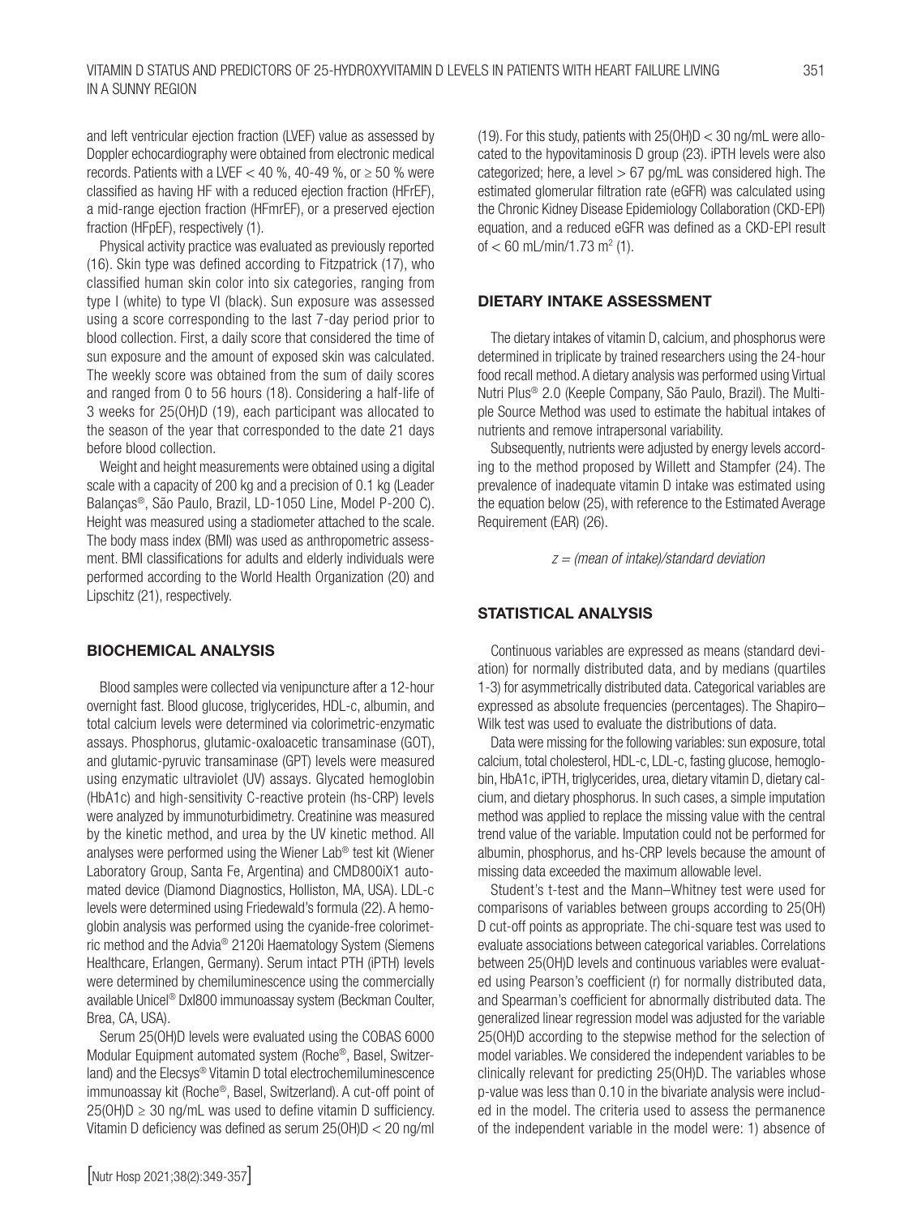and left ventricular ejection fraction (LVEF) value as assessed by Doppler echocardiography were obtained from electronic medical records. Patients with a LVEF < 40 %, 40-49 %, or ≥ 50 % were classified as having HF with a reduced ejection fraction (HFrEF), a mid-range ejection fraction (HFmrEF), or a preserved ejection fraction (HFpEF), respectively (1).

Physical activity practice was evaluated as previously reported (16). Skin type was defined according to Fitzpatrick (17), who classified human skin color into six categories, ranging from type I (white) to type VI (black). Sun exposure was assessed using a score corresponding to the last 7-day period prior to blood collection. First, a daily score that considered the time of sun exposure and the amount of exposed skin was calculated. The weekly score was obtained from the sum of daily scores and ranged from 0 to 56 hours (18). Considering a half-life of 3 weeks for 25(OH)D (19), each participant was allocated to the season of the year that corresponded to the date 21 days before blood collection.

Weight and height measurements were obtained using a digital scale with a capacity of 200 kg and a precision of 0.1 kg (Leader Balanças®, São Paulo, Brazil, LD-1050 Line, Model P-200 C). Height was measured using a stadiometer attached to the scale. The body mass index (BMI) was used as anthropometric assessment. BMI classifications for adults and elderly individuals were performed according to the World Health Organization (20) and Lipschitz (21), respectively.

## BIOCHEMICAL ANALYSIS

Blood samples were collected via venipuncture after a 12-hour overnight fast. Blood glucose, triglycerides, HDL-c, albumin, and total calcium levels were determined via colorimetric-enzymatic assays. Phosphorus, glutamic-oxaloacetic transaminase (GOT), and glutamic-pyruvic transaminase (GPT) levels were measured using enzymatic ultraviolet (UV) assays. Glycated hemoglobin (HbA1c) and high-sensitivity C-reactive protein (hs-CRP) levels were analyzed by immunoturbidimetry. Creatinine was measured by the kinetic method, and urea by the UV kinetic method. All analyses were performed using the Wiener Lab® test kit (Wiener Laboratory Group, Santa Fe, Argentina) and CMD800iX1 automated device (Diamond Diagnostics, Holliston, MA, USA). LDL-c levels were determined using Friedewald's formula (22). A hemoglobin analysis was performed using the cyanide-free colorimetric method and the Advia® 2120i Haematology System (Siemens Healthcare, Erlangen, Germany). Serum intact PTH (iPTH) levels were determined by chemiluminescence using the commercially available Unicel® DxI800 immunoassay system (Beckman Coulter, Brea, CA, USA).

Serum 25(OH)D levels were evaluated using the COBAS 6000 Modular Equipment automated system (Roche®, Basel, Switzerland) and the Elecsys® Vitamin D total electrochemiluminescence immunoassay kit (Roche®, Basel, Switzerland). A cut-off point of 25(OH)D ≥ 30 ng/mL was used to define vitamin D sufficiency. Vitamin D deficiency was defined as serum 25(OH)D < 20 ng/ml (19). For this study, patients with 25(OH)D < 30 ng/mL were allocated to the hypovitaminosis D group (23). iPTH levels were also categorized; here, a level > 67 pg/mL was considered high. The estimated glomerular filtration rate (eGFR) was calculated using the Chronic Kidney Disease Epidemiology Collaboration (CKD-EPI) equation, and a reduced eGFR was defined as a CKD-EPI result of < 60 mL/min/1.73 $m^2$ (1).

## DIETARY INTAKE ASSESSMENT

The dietary intakes of vitamin D, calcium, and phosphorus were determined in triplicate by trained researchers using the 24-hour food recall method. A dietary analysis was performed using Virtual Nutri Plus® 2.0 (Keeple Company, São Paulo, Brazil). The Multiple Source Method was used to estimate the habitual intakes of nutrients and remove intrapersonal variability.

Subsequently, nutrients were adjusted by energy levels according to the method proposed by Willett and Stampfer (24). The prevalence of inadequate vitamin D intake was estimated using the equation below (25), with reference to the Estimated Average Requirement (EAR) (26).

$$z = \text{(mean of intake)/standard deviation}$$

## STATISTICAL ANALYSIS

Continuous variables are expressed as means (standard deviation) for normally distributed data, and by medians (quartiles 1-3) for asymmetrically distributed data. Categorical variables are expressed as absolute frequencies (percentages). The Shapiro–Wilk test was used to evaluate the distributions of data.

Data were missing for the following variables: sun exposure, total calcium, total cholesterol, HDL-c, LDL-c, fasting glucose, hemoglobin, HbA1c, iPTH, triglycerides, urea, dietary vitamin D, dietary calcium, and dietary phosphorus. In such cases, a simple imputation method was applied to replace the missing value with the central trend value of the variable. Imputation could not be performed for albumin, phosphorus, and hs-CRP levels because the amount of missing data exceeded the maximum allowable level.

Student's t-test and the Mann–Whitney test were used for comparisons of variables between groups according to 25(OH)D cut-off points as appropriate. The chi-square test was used to evaluate associations between categorical variables. Correlations between 25(OH)D levels and continuous variables were evaluated using Pearson's coefficient (r) for normally distributed data, and Spearman's coefficient for abnormally distributed data. The generalized linear regression model was adjusted for the variable 25(OH)D according to the stepwise method for the selection of model variables. We considered the independent variables to be clinically relevant for predicting 25(OH)D. The variables whose p-value was less than 0.10 in the bivariate analysis were included in the model. The criteria used to assess the permanence of the independent variable in the model were: 1) absence of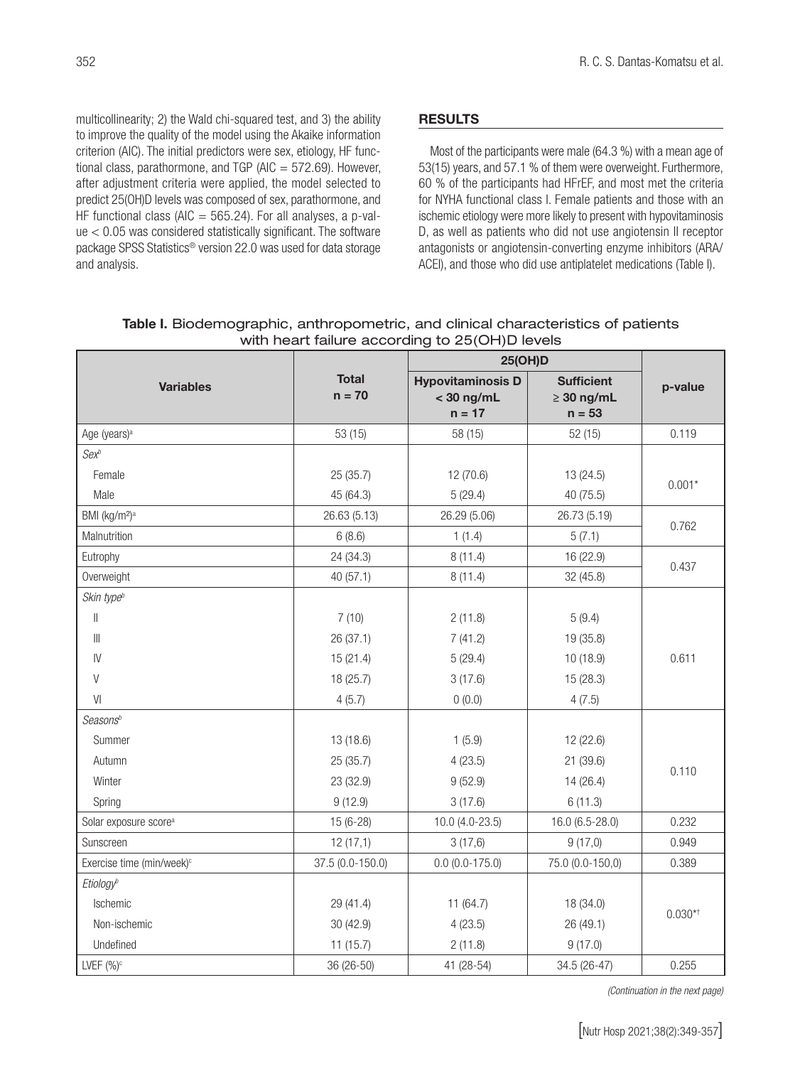multicollinearity; 2) the Wald chi-squared test, and 3) the ability to improve the quality of the model using the Akaike information criterion (AIC). The initial predictors were sex, etiology, HF functional class, parathormone, and TGP (AIC = 572.69). However, after adjustment criteria were applied, the model selected to predict 25(OH)D levels was composed of sex, parathormone, and HF functional class (AIC = 565.24). For all analyses, a p-value < 0.05 was considered statistically significant. The software package SPSS Statistics® version 22.0 was used for data storage and analysis.

## RESULTS

Most of the participants were male (64.3 %) with a mean age of 53(15) years, and 57.1 % of them were overweight. Furthermore, 60 % of the participants had HFrEF, and most met the criteria for NYHA functional class I. Female patients and those with an ischemic etiology were more likely to present with hypovitaminosis D, as well as patients who did not use angiotensin II receptor antagonists or angiotensin-converting enzyme inhibitors (ARA/ACEI), and those who did use antiplatelet medications (Table I).

**Table I.** Biodemographic, anthropometric, and clinical characteristics of patients with heart failure according to 25(OH)D levels

| Variables | Total n = 70 | 25(OH)D | | p-value |
|---|---|---|---|---|
| | | Hypovitaminosis D < 30 ng/mL n = 17 | Sufficient ≥ 30 ng/mL n = 53 | |
| Age (years)[a] | 53 (15) | 58 (15) | 52 (15) | 0.119 |
| *Sex*[b] | | | | |
| Female | 25 (35.7) | 12 (70.6) | 13 (24.5) | 0.001* |
| Male | 45 (64.3) | 5 (29.4) | 40 (75.5) | |
| BMI (kg/m²)[a] | 26.63 (5.13) | 26.29 (5.06) | 26.73 (5.19) | 0.762 |
| Malnutrition | 6 (8.6) | 1 (1.4) | 5 (7.1) | |
| Eutrophy | 24 (34.3) | 8 (11.4) | 16 (22.9) | 0.437 |
| Overweight | 40 (57.1) | 8 (11.4) | 32 (45.8) | |
| *Skin type*[b] | | | | |
| II | 7 (10) | 2 (11.8) | 5 (9.4) | |
| III | 26 (37.1) | 7 (41.2) | 19 (35.8) | |
| IV | 15 (21.4) | 5 (29.4) | 10 (18.9) | 0.611 |
| V | 18 (25.7) | 3 (17.6) | 15 (28.3) | |
| VI | 4 (5.7) | 0 (0.0) | 4 (7.5) | |
| *Seasons*[b] | | | | |
| Summer | 13 (18.6) | 1 (5.9) | 12 (22.6) | |
| Autumn | 25 (35.7) | 4 (23.5) | 21 (39.6) | 0.110 |
| Winter | 23 (32.9) | 9 (52.9) | 14 (26.4) | |
| Spring | 9 (12.9) | 3 (17.6) | 6 (11.3) | |
| Solar exposure score[a] | 15 (6-28) | 10.0 (4.0-23.5) | 16.0 (6.5-28.0) | 0.232 |
| Sunscreen | 12 (17,1) | 3 (17,6) | 9 (17,0) | 0.949 |
| Exercise time (min/week)[c] | 37.5 (0.0-150.0) | 0.0 (0.0-175.0) | 75.0 (0.0-150,0) | 0.389 |
| *Etiology*[b] | | | | |
| Ischemic | 29 (41.4) | 11 (64.7) | 18 (34.0) | 0.030*† |
| Non-ischemic | 30 (42.9) | 4 (23.5) | 26 (49.1) | |
| Undefined | 11 (15.7) | 2 (11.8) | 9 (17.0) | |
| LVEF (%)[c] | 36 (26-50) | 41 (28-54) | 34.5 (26-47) | 0.255 |

*(Continuation in the next page)*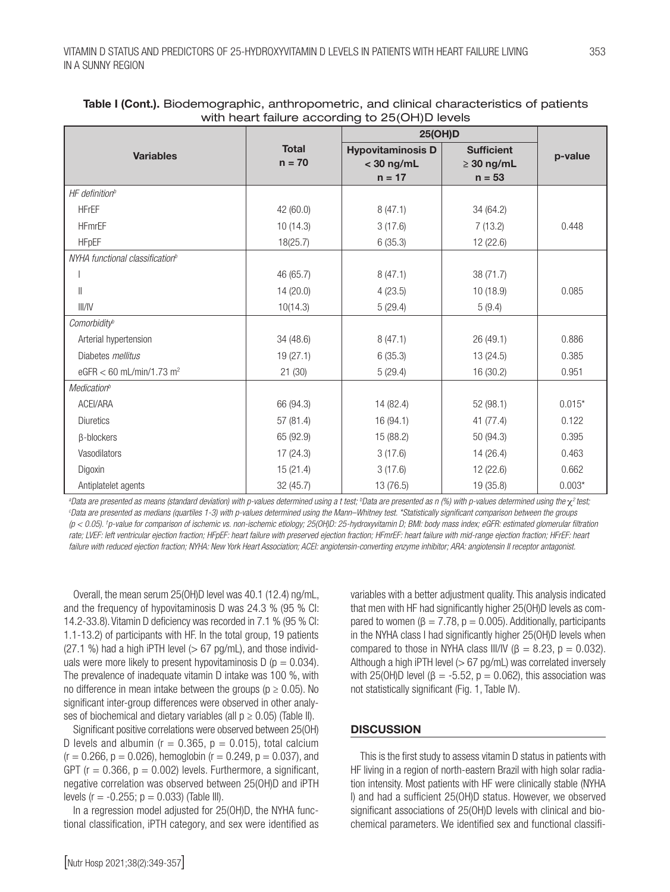**Table I (Cont.).** Biodemographic, anthropometric, and clinical characteristics of patients with heart failure according to 25(OH)D levels

| Variables | Total n = 70 | 25(OH)D | | p-value |
|---|---|---|---|---|
| | | Hypovitaminosis D < 30 ng/mL n = 17 | Sufficient ≥ 30 ng/mL n = 53 | |
| *HF definition*[b] | | | | |
| HFrEF | 42 (60.0) | 8 (47.1) | 34 (64.2) | |
| HFmrEF | 10 (14.3) | 3 (17.6) | 7 (13.2) | 0.448 |
| HFpEF | 18(25.7) | 6 (35.3) | 12 (22.6) | |
| *NYHA functional classification*[b] | | | | |
| I | 46 (65.7) | 8 (47.1) | 38 (71.7) | |
| II | 14 (20.0) | 4 (23.5) | 10 (18.9) | 0.085 |
| III/IV | 10(14.3) | 5 (29.4) | 5 (9.4) | |
| *Comorbidity*[b] | | | | |
| Arterial hypertension | 34 (48.6) | 8 (47.1) | 26 (49.1) | 0.886 |
| Diabetes *mellitus* | 19 (27.1) | 6 (35.3) | 13 (24.5) | 0.385 |
| eGFR < 60 mL/min/1.73 $m^2$ | 21 (30) | 5 (29.4) | 16 (30.2) | 0.951 |
| *Medication*[b] | | | | |
| ACEI/ARA | 66 (94.3) | 14 (82.4) | 52 (98.1) | 0.015* |
| Diuretics | 57 (81.4) | 16 (94.1) | 41 (77.4) | 0.122 |
| β-blockers | 65 (92.9) | 15 (88.2) | 50 (94.3) | 0.395 |
| Vasodilators | 17 (24.3) | 3 (17.6) | 14 (26.4) | 0.463 |
| Digoxin | 15 (21.4) | 3 (17.6) | 12 (22.6) | 0.662 |
| Antiplatelet agents | 32 (45.7) | 13 (76.5) | 19 (35.8) | 0.003* |

[a]Data are presented as means (standard deviation) with p-values determined using a t test; [b]Data are presented as n (%) with p-values determined using the $\chi^2$ test; [c]Data are presented as medians (quartiles 1-3) with p-values determined using the Mann–Whitney test. *Statistically significant comparison between the groups (p < 0.05). [†]p-value for comparison of ischemic vs. non-ischemic etiology; 25(OH)D: 25-hydroxyvitamin D; BMI: body mass index; eGFR: estimated glomerular filtration rate; LVEF: left ventricular ejection fraction; HFpEF: heart failure with preserved ejection fraction; HFmrEF: heart failure with mid-range ejection fraction; HFrEF: heart failure with reduced ejection fraction; NYHA: New York Heart Association; ACEI: angiotensin-converting enzyme inhibitor; ARA: angiotensin II receptor antagonist.

Overall, the mean serum 25(OH)D level was 40.1 (12.4) ng/mL, and the frequency of hypovitaminosis D was 24.3 % (95 % CI: 14.2-33.8). Vitamin D deficiency was recorded in 7.1 % (95 % CI: 1.1-13.2) of participants with HF. In the total group, 19 patients (27.1 %) had a high iPTH level (> 67 pg/mL), and those individuals were more likely to present hypovitaminosis D (p = 0.034). The prevalence of inadequate vitamin D intake was 100 %, with no difference in mean intake between the groups (p ≥ 0.05). No significant inter-group differences were observed in other analyses of biochemical and dietary variables (all p ≥ 0.05) (Table II).

Significant positive correlations were observed between 25(OH)D levels and albumin (r = 0.365, p = 0.015), total calcium (r = 0.266, p = 0.026), hemoglobin (r = 0.249, p = 0.037), and GPT (r = 0.366, p = 0.002) levels. Furthermore, a significant, negative correlation was observed between 25(OH)D and iPTH levels (r = -0.255; p = 0.033) (Table III).

In a regression model adjusted for 25(OH)D, the NYHA functional classification, iPTH category, and sex were identified as variables with a better adjustment quality. This analysis indicated that men with HF had significantly higher 25(OH)D levels as compared to women (β = 7.78, p = 0.005). Additionally, participants in the NYHA class I had significantly higher 25(OH)D levels when compared to those in NYHA class III/IV (β = 8.23, p = 0.032). Although a high iPTH level (> 67 pg/mL) was correlated inversely with 25(OH)D level (β = -5.52, p = 0.062), this association was not statistically significant (Fig. 1, Table IV).

## DISCUSSION

This is the first study to assess vitamin D status in patients with HF living in a region of north-eastern Brazil with high solar radiation intensity. Most patients with HF were clinically stable (NYHA I) and had a sufficient 25(OH)D status. However, we observed significant associations of 25(OH)D levels with clinical and biochemical parameters. We identified sex and functional classifi-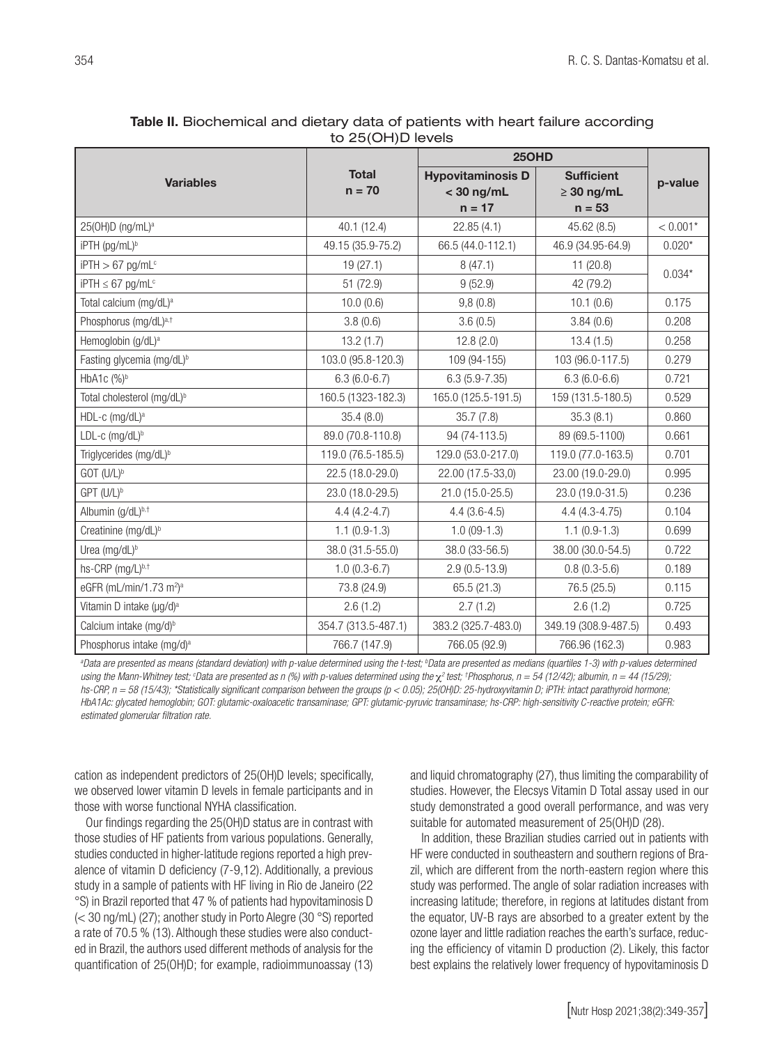**Table II.** Biochemical and dietary data of patients with heart failure according to 25(OH)D levels

| Variables | Total n = 70 | 25OHD | | p-value |
|---|---|---|---|---|
| | | Hypovitaminosis D < 30 ng/mL n = 17 | Sufficient ≥ 30 ng/mL n = 53 | |
| 25(OH)D (ng/mL)[a] | 40.1 (12.4) | 22.85 (4.1) | 45.62 (8.5) | < 0.001* |
| iPTH (pg/mL)[b] | 49.15 (35.9-75.2) | 66.5 (44.0-112.1) | 46.9 (34.95-64.9) | 0.020* |
| iPTH > 67 pg/mL[c] | 19 (27.1) | 8 (47.1) | 11 (20.8) | 0.034* |
| iPTH ≤ 67 pg/mL[c] | 51 (72.9) | 9 (52.9) | 42 (79.2) | |
| Total calcium (mg/dL)[a] | 10.0 (0.6) | 9,8 (0.8) | 10.1 (0.6) | 0.175 |
| Phosphorus (mg/dL)[a,†] | 3.8 (0.6) | 3.6 (0.5) | 3.84 (0.6) | 0.208 |
| Hemoglobin (g/dL)[a] | 13.2 (1.7) | 12.8 (2.0) | 13.4 (1.5) | 0.258 |
| Fasting glycemia (mg/dL)[b] | 103.0 (95.8-120.3) | 109 (94-155) | 103 (96.0-117.5) | 0.279 |
| HbA1c (%)[b] | 6.3 (6.0-6.7) | 6.3 (5.9-7.35) | 6.3 (6.0-6.6) | 0.721 |
| Total cholesterol (mg/dL)[b] | 160.5 (1323-182.3) | 165.0 (125.5-191.5) | 159 (131.5-180.5) | 0.529 |
| HDL-c (mg/dL)[a] | 35.4 (8.0) | 35.7 (7.8) | 35.3 (8.1) | 0.860 |
| LDL-c (mg/dL)[b] | 89.0 (70.8-110.8) | 94 (74-113.5) | 89 (69.5-1100) | 0.661 |
| Triglycerides (mg/dL)[b] | 119.0 (76.5-185.5) | 129.0 (53.0-217.0) | 119.0 (77.0-163.5) | 0.701 |
| GOT (U/L)[b] | 22.5 (18.0-29.0) | 22.00 (17.5-33,0) | 23.00 (19.0-29.0) | 0.995 |
| GPT (U/L)[b] | 23.0 (18.0-29.5) | 21.0 (15.0-25.5) | 23.0 (19.0-31.5) | 0.236 |
| Albumin (g/dL)[b,†] | 4.4 (4.2-4.7) | 4.4 (3.6-4.5) | 4.4 (4.3-4.75) | 0.104 |
| Creatinine (mg/dL)[b] | 1.1 (0.9-1.3) | 1.0 (09-1.3) | 1.1 (0.9-1.3) | 0.699 |
| Urea (mg/dL)[b] | 38.0 (31.5-55.0) | 38.0 (33-56.5) | 38.00 (30.0-54.5) | 0.722 |
| hs-CRP (mg/L)[b,†] | 1.0 (0.3-6.7) | 2.9 (0.5-13.9) | 0.8 (0.3-5.6) | 0.189 |
| eGFR (mL/min/1.73 m$^2$)[a] | 73.8 (24.9) | 65.5 (21.3) | 76.5 (25.5) | 0.115 |
| Vitamin D intake (µg/d)[a] | 2.6 (1.2) | 2.7 (1.2) | 2.6 (1.2) | 0.725 |
| Calcium intake (mg/d)[b] | 354.7 (313.5-487.1) | 383.2 (325.7-483.0) | 349.19 (308.9-487.5) | 0.493 |
| Phosphorus intake (mg/d)[a] | 766.7 (147.9) | 766.05 (92.9) | 766.96 (162.3) | 0.983 |

*[a]Data are presented as means (standard deviation) with p-value determined using the t-test; [b]Data are presented as medians (quartiles 1-3) with p-values determined using the Mann-Whitney test; [c]Data are presented as n (%) with p-values determined using the $\chi^2$ test; †Phosphorus, n = 54 (12/42); albumin, n = 44 (15/29); hs-CRP, n = 58 (15/43); \*Statistically significant comparison between the groups (p < 0.05); 25(OH)D: 25-hydroxyvitamin D; iPTH: intact parathyroid hormone; HbA1Ac: glycated hemoglobin; GOT: glutamic-oxaloacetic transaminase; GPT: glutamic-pyruvic transaminase; hs-CRP: high-sensitivity C-reactive protein; eGFR: estimated glomerular filtration rate.*

cation as independent predictors of 25(OH)D levels; specifically, we observed lower vitamin D levels in female participants and in those with worse functional NYHA classification.

Our findings regarding the 25(OH)D status are in contrast with those studies of HF patients from various populations. Generally, studies conducted in higher-latitude regions reported a high prevalence of vitamin D deficiency (7-9,12). Additionally, a previous study in a sample of patients with HF living in Rio de Janeiro (22 °S) in Brazil reported that 47 % of patients had hypovitaminosis D (< 30 ng/mL) (27); another study in Porto Alegre (30 °S) reported a rate of 70.5 % (13). Although these studies were also conducted in Brazil, the authors used different methods of analysis for the quantification of 25(OH)D; for example, radioimmunoassay (13) and liquid chromatography (27), thus limiting the comparability of studies. However, the Elecsys Vitamin D Total assay used in our study demonstrated a good overall performance, and was very suitable for automated measurement of 25(OH)D (28).

In addition, these Brazilian studies carried out in patients with HF were conducted in southeastern and southern regions of Brazil, which are different from the north-eastern region where this study was performed. The angle of solar radiation increases with increasing latitude; therefore, in regions at latitudes distant from the equator, UV-B rays are absorbed to a greater extent by the ozone layer and little radiation reaches the earth's surface, reducing the efficiency of vitamin D production (2). Likely, this factor best explains the relatively lower frequency of hypovitaminosis D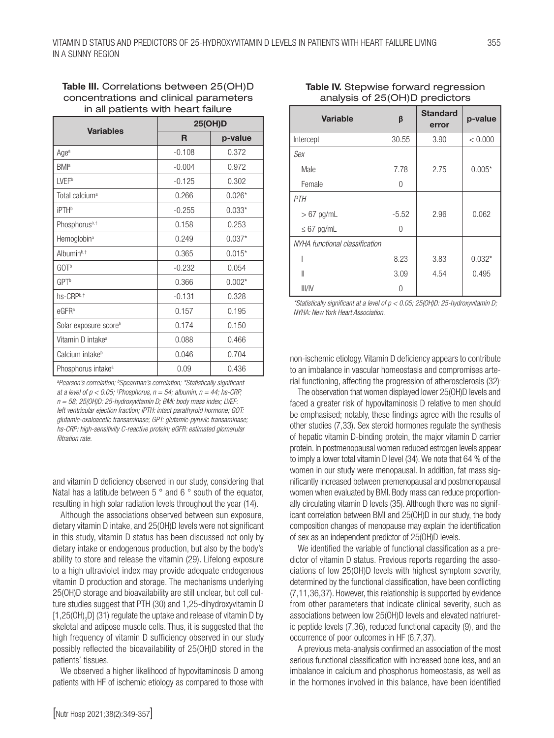**Table III.** Correlations between 25(OH)D concentrations and clinical parameters in all patients with heart failure

| Variables | 25(OH)D | |
|---|---|---|
| | R | p-value |
| Age[a] | -0.108 | 0.372 |
| BMI[a] | -0.004 | 0.972 |
| LVEF[b] | -0.125 | 0.302 |
| Total calcium[a] | 0.266 | 0.026* |
| iPTH[b] | -0.255 | 0.033* |
| Phosphorus[a,†] | 0.158 | 0.253 |
| Hemoglobin[a] | 0.249 | 0.037* |
| Albumin[b,†] | 0.365 | 0.015* |
| GOT[b] | -0.232 | 0.054 |
| GPT[b] | 0.366 | 0.002* |
| hs-CRP[b,†] | -0.131 | 0.328 |
| eGFR[a] | 0.157 | 0.195 |
| Solar exposure score[b] | 0.174 | 0.150 |
| Vitamin D intake[a] | 0.088 | 0.466 |
| Calcium intake[b] | 0.046 | 0.704 |
| Phosphorus intake[a] | 0.09 | 0.436 |

*[a]Pearson's correlation; [b]Spearman's correlation; *Statistically significant at a level of $p < 0.05$; †Phosphorus, n = 54; albumin, n = 44; hs-CRP, n = 58; 25(OH)D: 25-hydroxyvitamin D; BMI: body mass index; LVEF: left ventricular ejection fraction; iPTH: intact parathyroid hormone; GOT: glutamic-oxaloacetic transaminase; GPT: glutamic-pyruvic transaminase; hs-CRP: high-sensitivity C-reactive protein; eGFR: estimated glomerular filtration rate.*

**Table IV.** Stepwise forward regression analysis of 25(OH)D predictors

| Variable | β | Standard error | p-value |
|---|---|---|---|
| Intercept | 30.55 | 3.90 | < 0.000 |
| *Sex* | | | |
| Male | 7.78 | 2.75 | 0.005* |
| Female | 0 | | |
| *PTH* | | | |
| > 67 pg/mL | -5.52 | 2.96 | 0.062 |
| ≤ 67 pg/mL | 0 | | |
| *NYHA functional classification* | | | |
| I | 8.23 | 3.83 | 0.032* |
| II | 3.09 | 4.54 | 0.495 |
| III/IV | 0 | | |

**Statistically significant at a level of $p < 0.05$; 25(OH)D: 25-hydroxyvitamin D; NYHA: New York Heart Association.*

and vitamin D deficiency observed in our study, considering that Natal has a latitude between 5 ° and 6 ° south of the equator, resulting in high solar radiation levels throughout the year (14).

Although the associations observed between sun exposure, dietary vitamin D intake, and 25(OH)D levels were not significant in this study, vitamin D status has been discussed not only by dietary intake or endogenous production, but also by the body's ability to store and release the vitamin (29). Lifelong exposure to a high ultraviolet index may provide adequate endogenous vitamin D production and storage. The mechanisms underlying 25(OH)D storage and bioavailability are still unclear, but cell culture studies suggest that PTH (30) and 1,25-dihydroxyvitamin D [$1,25(OH)_2D$] (31) regulate the uptake and release of vitamin D by skeletal and adipose muscle cells. Thus, it is suggested that the high frequency of vitamin D sufficiency observed in our study possibly reflected the bioavailability of 25(OH)D stored in the patients' tissues.

We observed a higher likelihood of hypovitaminosis D among patients with HF of ischemic etiology as compared to those with non-ischemic etiology. Vitamin D deficiency appears to contribute to an imbalance in vascular homeostasis and compromises arterial functioning, affecting the progression of atherosclerosis (32).

The observation that women displayed lower 25(OH)D levels and faced a greater risk of hypovitaminosis D relative to men should be emphasised; notably, these findings agree with the results of other studies (7,33). Sex steroid hormones regulate the synthesis of hepatic vitamin D-binding protein, the major vitamin D carrier protein. In postmenopausal women reduced estrogen levels appear to imply a lower total vitamin D level (34). We note that 64 % of the women in our study were menopausal. In addition, fat mass significantly increased between premenopausal and postmenopausal women when evaluated by BMI. Body mass can reduce proportionally circulating vitamin D levels (35). Although there was no significant correlation between BMI and 25(OH)D in our study, the body composition changes of menopause may explain the identification of sex as an independent predictor of 25(OH)D levels.

We identified the variable of functional classification as a predictor of vitamin D status. Previous reports regarding the associations of low 25(OH)D levels with highest symptom severity, determined by the functional classification, have been conflicting (7,11,36,37). However, this relationship is supported by evidence from other parameters that indicate clinical severity, such as associations between low 25(OH)D levels and elevated natriuretic peptide levels (7,36), reduced functional capacity (9), and the occurrence of poor outcomes in HF (6,7,37).

A previous meta-analysis confirmed an association of the most serious functional classification with increased bone loss, and an imbalance in calcium and phosphorus homeostasis, as well as in the hormones involved in this balance, have been identified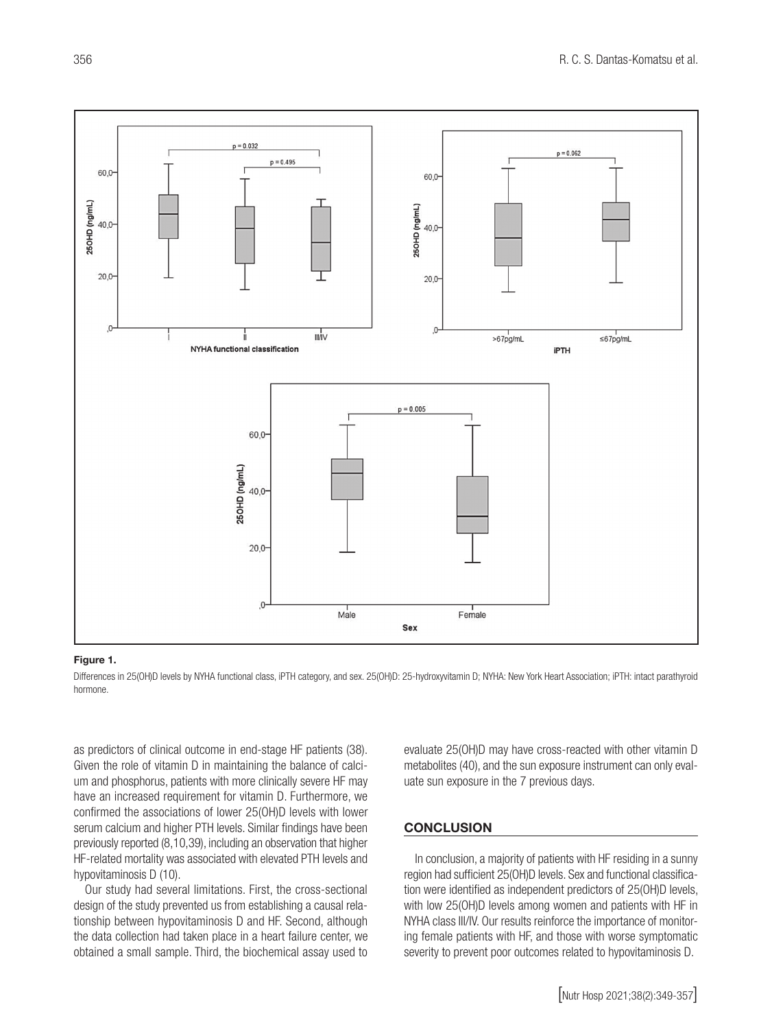**Figure 1.**

Differences in 25(OH)D levels by NYHA functional class, iPTH category, and sex. 25(OH)D: 25-hydroxyvitamin D; NYHA: New York Heart Association; iPTH: intact parathyroid hormone.

as predictors of clinical outcome in end-stage HF patients (38). Given the role of vitamin D in maintaining the balance of calcium and phosphorus, patients with more clinically severe HF may have an increased requirement for vitamin D. Furthermore, we confirmed the associations of lower 25(OH)D levels with lower serum calcium and higher PTH levels. Similar findings have been previously reported (8,10,39), including an observation that higher HF-related mortality was associated with elevated PTH levels and hypovitaminosis D (10).

Our study had several limitations. First, the cross-sectional design of the study prevented us from establishing a causal relationship between hypovitaminosis D and HF. Second, although the data collection had taken place in a heart failure center, we obtained a small sample. Third, the biochemical assay used to evaluate 25(OH)D may have cross-reacted with other vitamin D metabolites (40), and the sun exposure instrument can only evaluate sun exposure in the 7 previous days.

## CONCLUSION

In conclusion, a majority of patients with HF residing in a sunny region had sufficient 25(OH)D levels. Sex and functional classification were identified as independent predictors of 25(OH)D levels, with low 25(OH)D levels among women and patients with HF in NYHA class III/IV. Our results reinforce the importance of monitoring female patients with HF, and those with worse symptomatic severity to prevent poor outcomes related to hypovitaminosis D.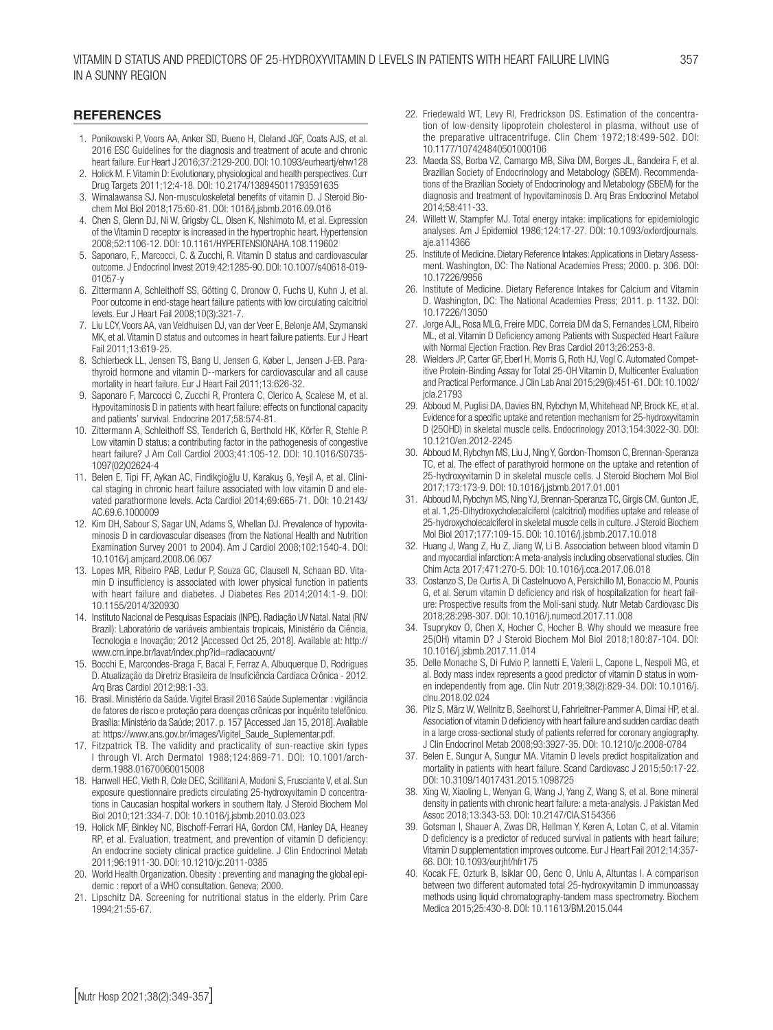## REFERENCES

1. Ponikowski P, Voors AA, Anker SD, Bueno H, Cleland JGF, Coats AJS, et al. 2016 ESC Guidelines for the diagnosis and treatment of acute and chronic heart failure. Eur Heart J 2016;37:2129-200. DOI: 10.1093/eurheartj/ehw128
2. Holick M. F. Vitamin D: Evolutionary, physiological and health perspectives. Curr Drug Targets 2011;12:4-18. DOI: 10.2174/138945011793591635
3. Wimalawansa SJ. Non-musculoskeletal benefits of vitamin D. J Steroid Biochem Mol Biol 2018;175:60-81. DOI: 1016/j.jsbmb.2016.09.016
4. Chen S, Glenn DJ, Ni W, Grigsby CL, Olsen K, Nishimoto M, et al. Expression of the Vitamin D receptor is increased in the hypertrophic heart. Hypertension 2008;52:1106-12. DOI: 10.1161/HYPERTENSIONAHA.108.119602
5. Saponaro, F., Marcocci, C. & Zucchi, R. Vitamin D status and cardiovascular outcome. J Endocrinol Invest 2019;42:1285-90. DOI: 10.1007/s40618-019-01057-y
6. Zittermann A, Schleithoff SS, Götting C, Dronow O, Fuchs U, Kuhn J, et al. Poor outcome in end-stage heart failure patients with low circulating calcitriol levels. Eur J Heart Fail 2008;10(3):321-7.
7. Liu LCY, Voors AA, van Veldhuisen DJ, van der Veer E, Belonje AM, Szymanski MK, et al. Vitamin D status and outcomes in heart failure patients. Eur J Heart Fail 2011;13:619-25.
8. Schierbeck LL, Jensen TS, Bang U, Jensen G, Køber L, Jensen J-EB. Parathyroid hormone and vitamin D--markers for cardiovascular and all cause mortality in heart failure. Eur J Heart Fail 2011;13:626-32.
9. Saponaro F, Marcocci C, Zucchi R, Prontera C, Clerico A, Scalese M, et al. Hypovitaminosis D in patients with heart failure: effects on functional capacity and patients' survival. Endocrine 2017;58:574-81.
10. Zittermann A, Schleithoff SS, Tenderich G, Berthold HK, Körfer R, Stehle P. Low vitamin D status: a contributing factor in the pathogenesis of congestive heart failure? J Am Coll Cardiol 2003;41:105-12. DOI: 10.1016/S0735-1097(02)02624-4
11. Belen E, Tipi FF, Aykan AC, Findikçioğlu U, Karakuş G, Yeşil A, et al. Clinical staging in chronic heart failure associated with low vitamin D and elevated parathormone levels. Acta Cardiol 2014;69:665-71. DOI: 10.2143/AC.69.6.1000009
12. Kim DH, Sabour S, Sagar UN, Adams S, Whellan DJ. Prevalence of hypovitaminosis D in cardiovascular diseases (from the National Health and Nutrition Examination Survey 2001 to 2004). Am J Cardiol 2008;102:1540-4. DOI: 10.1016/j.amjcard.2008.06.067
13. Lopes MR, Ribeiro PAB, Ledur P, Souza GC, Clausell N, Schaan BD. Vitamin D insufficiency is associated with lower physical function in patients with heart failure and diabetes. J Diabetes Res 2014;2014:1-9. DOI: 10.1155/2014/320930
14. Instituto Nacional de Pesquisas Espaciais (INPE). Radiação UV Natal. Natal (RN/Brazil): Laboratório de variáveis ambientais tropicais, Ministério da Ciência, Tecnologia e Inovação; 2012 [Accessed Oct 25, 2018]. Available at: http://www.crn.inpe.br/lavat/index.php?id=radiacaouvnt/
15. Bocchi E, Marcondes-Braga F, Bacal F, Ferraz A, Albuquerque D, Rodrigues D. Atualização da Diretriz Brasileira de Insuficiência Cardíaca Crônica - 2012. Arq Bras Cardiol 2012;98:1-33.
16. Brasil. Ministério da Saúde. Vigitel Brasil 2016 Saúde Suplementar : vigilância de fatores de risco e proteção para doenças crônicas por inquérito telefônico. Brasília: Ministério da Saúde; 2017. p. 157 [Accessed Jan 15, 2018]. Available at: https://www.ans.gov.br/images/Vigitel_Saude_Suplementar.pdf.
17. Fitzpatrick TB. The validity and practicality of sun-reactive skin types I through VI. Arch Dermatol 1988;124:869-71. DOI: 10.1001/archderm.1988.01670060015008
18. Hanwell HEC, Vieth R, Cole DEC, Scillitani A, Modoni S, Frusciante V, et al. Sun exposure questionnaire predicts circulating 25-hydroxyvitamin D concentrations in Caucasian hospital workers in southern Italy. J Steroid Biochem Mol Biol 2010;121:334-7. DOI: 10.1016/j.jsbmb.2010.03.023
19. Holick MF, Binkley NC, Bischoff-Ferrari HA, Gordon CM, Hanley DA, Heaney RP, et al. Evaluation, treatment, and prevention of vitamin D deficiency: An endocrine society clinical practice guideline. J Clin Endocrinol Metab 2011;96:1911-30. DOI: 10.1210/jc.2011-0385
20. World Health Organization. Obesity : preventing and managing the global epidemic : report of a WHO consultation. Geneva; 2000.
21. Lipschitz DA. Screening for nutritional status in the elderly. Prim Care 1994;21:55-67.
22. Friedewald WT, Levy RI, Fredrickson DS. Estimation of the concentration of low-density lipoprotein cholesterol in plasma, without use of the preparative ultracentrifuge. Clin Chem 1972;18:499-502. DOI: 10.1177/107424840501000106
23. Maeda SS, Borba VZ, Camargo MB, Silva DM, Borges JL, Bandeira F, et al. Brazilian Society of Endocrinology and Metabology (SBEM). Recommendations of the Brazilian Society of Endocrinology and Metabology (SBEM) for the diagnosis and treatment of hypovitaminosis D. Arq Bras Endocrinol Metabol 2014;58:411-33.
24. Willett W, Stampfer MJ. Total energy intake: implications for epidemiologic analyses. Am J Epidemiol 1986;124:17-27. DOI: 10.1093/oxfordjournals.aje.a114366
25. Institute of Medicine. Dietary Reference Intakes: Applications in Dietary Assessment. Washington, DC: The National Academies Press; 2000. p. 306. DOI: 10.17226/9956
26. Institute of Medicine. Dietary Reference Intakes for Calcium and Vitamin D. Washington, DC: The National Academies Press; 2011. p. 1132. DOI: 10.17226/13050
27. Jorge AJL, Rosa MLG, Freire MDC, Correia DM da S, Fernandes LCM, Ribeiro ML, et al. Vitamin D Deficiency among Patients with Suspected Heart Failure with Normal Ejection Fraction. Rev Bras Cardiol 2013;26:253-8.
28. Wielders JP, Carter GF, Eberl H, Morris G, Roth HJ, Vogl C. Automated Competitive Protein-Binding Assay for Total 25-OH Vitamin D, Multicenter Evaluation and Practical Performance. J Clin Lab Anal 2015;29(6):451-61. DOI: 10.1002/jcla.21793
29. Abboud M, Puglisi DA, Davies BN, Rybchyn M, Whitehead NP, Brock KE, et al. Evidence for a specific uptake and retention mechanism for 25-hydroxyvitamin D (25OHD) in skeletal muscle cells. Endocrinology 2013;154:3022-30. DOI: 10.1210/en.2012-2245
30. Abboud M, Rybchyn MS, Liu J, Ning Y, Gordon-Thomson C, Brennan-Speranza TC, et al. The effect of parathyroid hormone on the uptake and retention of 25-hydroxyvitamin D in skeletal muscle cells. J Steroid Biochem Mol Biol 2017;173:173-9. DOI: 10.1016/j.jsbmb.2017.01.001
31. Abboud M, Rybchyn MS, Ning YJ, Brennan-Speranza TC, Girgis CM, Gunton JE, et al. 1,25-Dihydroxycholecalciferol (calcitriol) modifies uptake and release of 25-hydroxycholecalciferol in skeletal muscle cells in culture. J Steroid Biochem Mol Biol 2017;177:109-15. DOI: 10.1016/j.jsbmb.2017.10.018
32. Huang J, Wang Z, Hu Z, Jiang W, Li B. Association between blood vitamin D and myocardial infarction: A meta-analysis including observational studies. Clin Chim Acta 2017;471:270-5. DOI: 10.1016/j.cca.2017.06.018
33. Costanzo S, De Curtis A, Di Castelnuovo A, Persichillo M, Bonaccio M, Pounis G, et al. Serum vitamin D deficiency and risk of hospitalization for heart failure: Prospective results from the Moli-sani study. Nutr Metab Cardiovasc Dis 2018;28:298-307. DOI: 10.1016/j.numecd.2017.11.008
34. Tsuprykov O, Chen X, Hocher C, Hocher B. Why should we measure free 25(OH) vitamin D? J Steroid Biochem Mol Biol 2018;180:87-104. DOI: 10.1016/j.jsbmb.2017.11.014
35. Delle Monache S, Di Fulvio P, Iannetti E, Valerii L, Capone L, Nespoli MG, et al. Body mass index represents a good predictor of vitamin D status in women independently from age. Clin Nutr 2019;38(2):829-34. DOI: 10.1016/j.clnu.2018.02.024
36. Pilz S, März W, Wellnitz B, Seelhorst U, Fahrleitner-Pammer A, Dimai HP, et al. Association of vitamin D deficiency with heart failure and sudden cardiac death in a large cross-sectional study of patients referred for coronary angiography. J Clin Endocrinol Metab 2008;93:3927-35. DOI: 10.1210/jc.2008-0784
37. Belen E, Sungur A, Sungur MA. Vitamin D levels predict hospitalization and mortality in patients with heart failure. Scand Cardiovasc J 2015;50:17-22. DOI: 10.3109/14017431.2015.1098725
38. Xing W, Xiaoling L, Wenyan G, Wang J, Yang Z, Wang S, et al. Bone mineral density in patients with chronic heart failure: a meta-analysis. J Pakistan Med Assoc 2018;13:343-53. DOI: 10.2147/CIA.S154356
39. Gotsman I, Shauer A, Zwas DR, Hellman Y, Keren A, Lotan C, et al. Vitamin D deficiency is a predictor of reduced survival in patients with heart failure; Vitamin D supplementation improves outcome. Eur J Heart Fail 2012;14:357-66. DOI: 10.1093/eurjhf/hfr175
40. Kocak FE, Ozturk B, Isiklar OO, Genc O, Unlu A, Altuntas I. A comparison between two different automated total 25-hydroxyvitamin D immunoassay methods using liquid chromatography-tandem mass spectrometry. Biochem Medica 2015;25:430-8. DOI: 10.11613/BM.2015.044